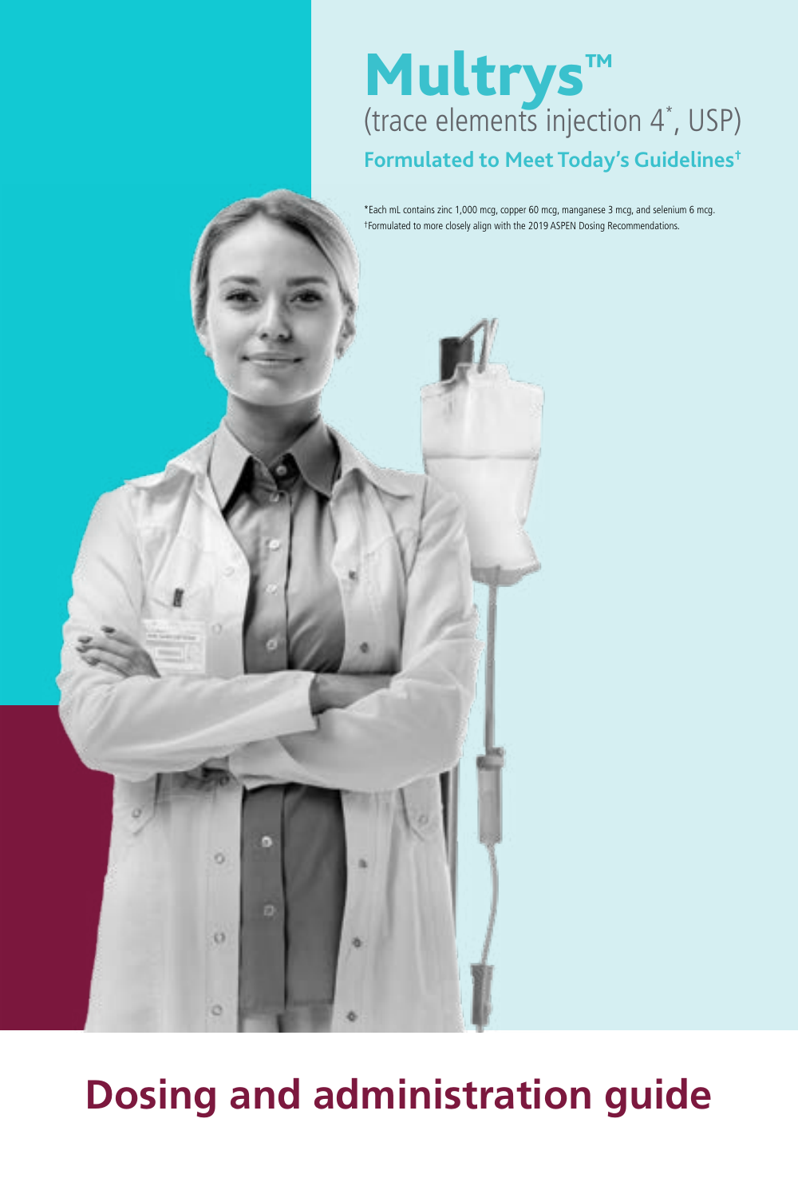# Multrys™

(trace elements injection 4*, USP)

**Formulated to Meet Today's Guidelines†**

*Each mL contains zinc 1,000 mcg, copper 60 mcg, manganese 3 mcg, and selenium 6 mcg.
†Formulated to more closely align with the 2019 ASPEN Dosing Recommendations.

## Dosing and administration guide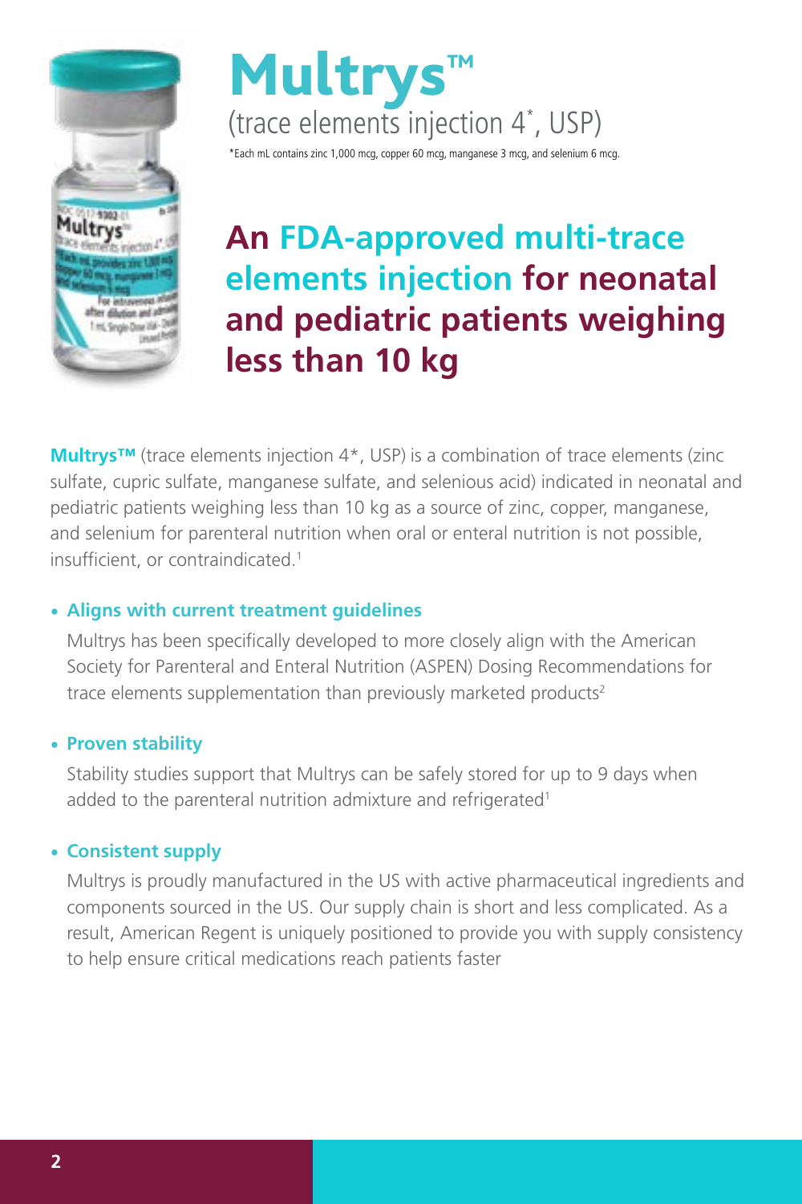# Multrys™

(trace elements injection 4*, USP)

*Each mL contains zinc 1,000 mcg, copper 60 mcg, manganese 3 mcg, and selenium 6 mcg.

## An FDA-approved multi-trace elements injection for neonatal and pediatric patients weighing less than 10 kg

**Multrys™** (trace elements injection 4*, USP) is a combination of trace elements (zinc sulfate, cupric sulfate, manganese sulfate, and selenious acid) indicated in neonatal and pediatric patients weighing less than 10 kg as a source of zinc, copper, manganese, and selenium for parenteral nutrition when oral or enteral nutrition is not possible, insufficient, or contraindicated.[1]

- **Aligns with current treatment guidelines**

  Multrys has been specifically developed to more closely align with the American Society for Parenteral and Enteral Nutrition (ASPEN) Dosing Recommendations for trace elements supplementation than previously marketed products[2]

- **Proven stability**

  Stability studies support that Multrys can be safely stored for up to 9 days when added to the parenteral nutrition admixture and refrigerated[1]

- **Consistent supply**

  Multrys is proudly manufactured in the US with active pharmaceutical ingredients and components sourced in the US. Our supply chain is short and less complicated. As a result, American Regent is uniquely positioned to provide you with supply consistency to help ensure critical medications reach patients faster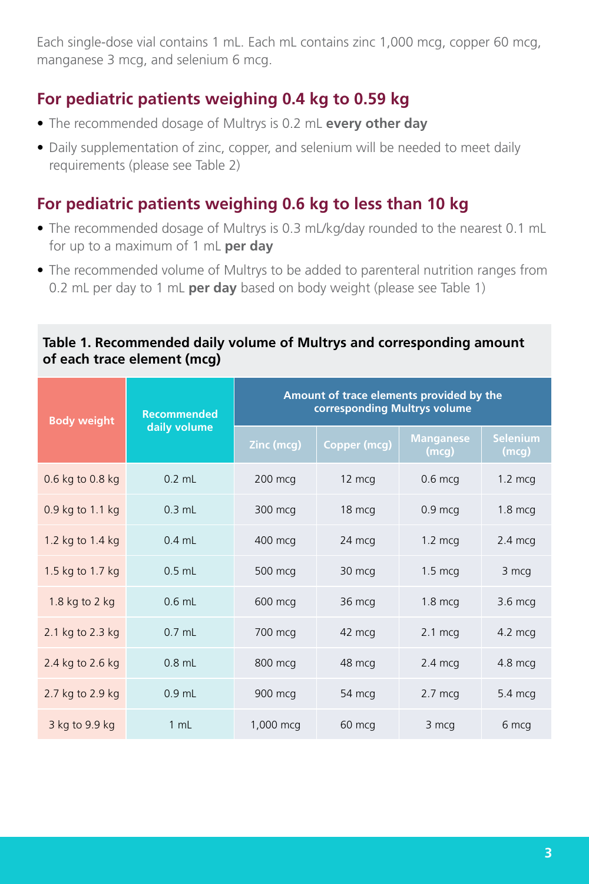Each single-dose vial contains 1 mL. Each mL contains zinc 1,000 mcg, copper 60 mcg, manganese 3 mcg, and selenium 6 mcg.

## For pediatric patients weighing 0.4 kg to 0.59 kg

- The recommended dosage of Multrys is 0.2 mL **every other day**
- Daily supplementation of zinc, copper, and selenium will be needed to meet daily requirements (please see Table 2)

## For pediatric patients weighing 0.6 kg to less than 10 kg

- The recommended dosage of Multrys is 0.3 mL/kg/day rounded to the nearest 0.1 mL for up to a maximum of 1 mL **per day**
- The recommended volume of Multrys to be added to parenteral nutrition ranges from 0.2 mL per day to 1 mL **per day** based on body weight (please see Table 1)

**Table 1. Recommended daily volume of Multrys and corresponding amount of each trace element (mcg)**

| Body weight | Recommended daily volume | Amount of trace elements provided by the corresponding Multrys volume | | | |
|---|---|---|---|---|---|
| | | Zinc (mcg) | Copper (mcg) | Manganese (mcg) | Selenium (mcg) |
| 0.6 kg to 0.8 kg | 0.2 mL | 200 mcg | 12 mcg | 0.6 mcg | 1.2 mcg |
| 0.9 kg to 1.1 kg | 0.3 mL | 300 mcg | 18 mcg | 0.9 mcg | 1.8 mcg |
| 1.2 kg to 1.4 kg | 0.4 mL | 400 mcg | 24 mcg | 1.2 mcg | 2.4 mcg |
| 1.5 kg to 1.7 kg | 0.5 mL | 500 mcg | 30 mcg | 1.5 mcg | 3 mcg |
| 1.8 kg to 2 kg | 0.6 mL | 600 mcg | 36 mcg | 1.8 mcg | 3.6 mcg |
| 2.1 kg to 2.3 kg | 0.7 mL | 700 mcg | 42 mcg | 2.1 mcg | 4.2 mcg |
| 2.4 kg to 2.6 kg | 0.8 mL | 800 mcg | 48 mcg | 2.4 mcg | 4.8 mcg |
| 2.7 kg to 2.9 kg | 0.9 mL | 900 mcg | 54 mcg | 2.7 mcg | 5.4 mcg |
| 3 kg to 9.9 kg | 1 mL | 1,000 mcg | 60 mcg | 3 mcg | 6 mcg |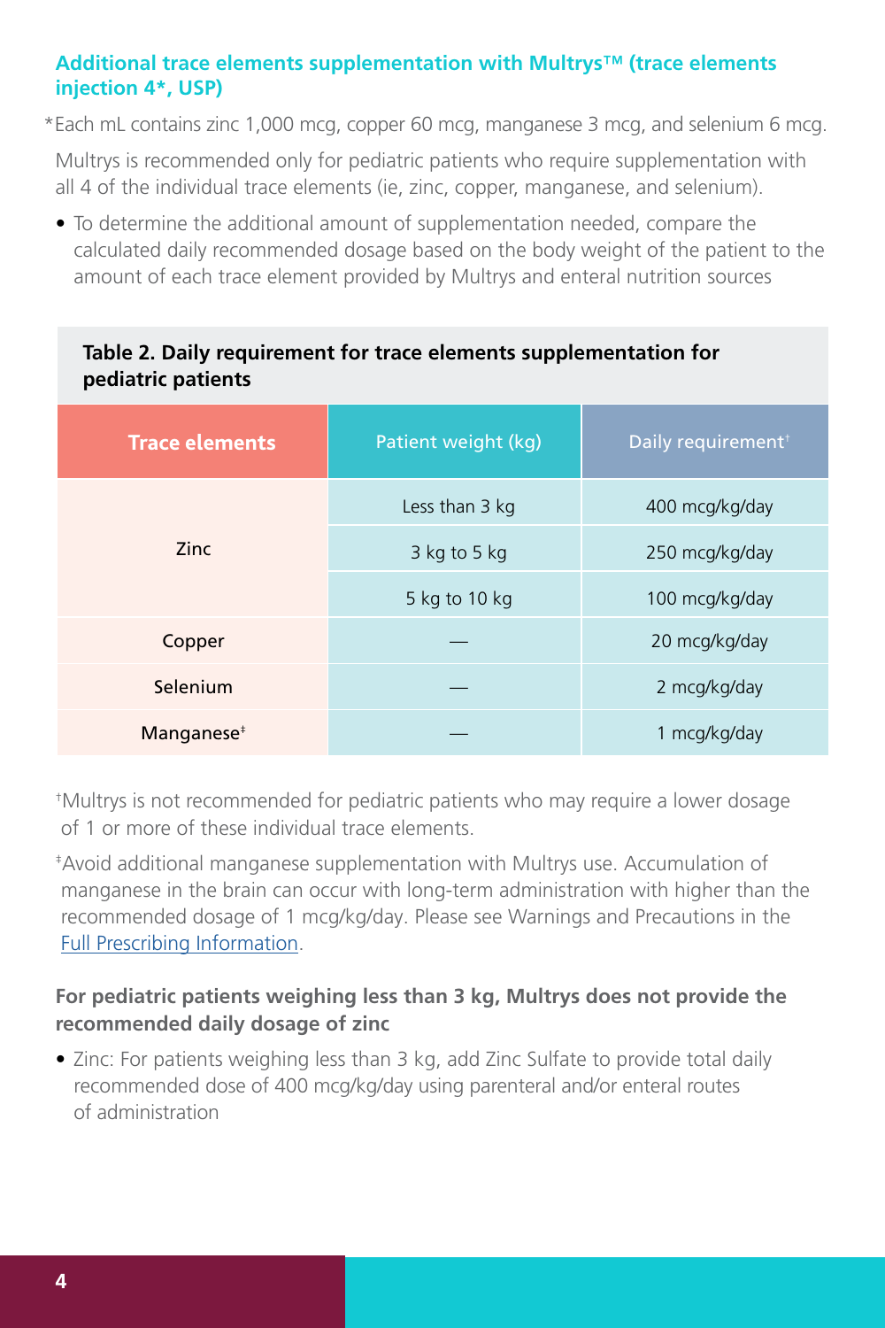### Additional trace elements supplementation with Multrys™ (trace elements injection 4*, USP)

*Each mL contains zinc 1,000 mcg, copper 60 mcg, manganese 3 mcg, and selenium 6 mcg.

Multrys is recommended only for pediatric patients who require supplementation with all 4 of the individual trace elements (ie, zinc, copper, manganese, and selenium).

- To determine the additional amount of supplementation needed, compare the calculated daily recommended dosage based on the body weight of the patient to the amount of each trace element provided by Multrys and enteral nutrition sources

**Table 2. Daily requirement for trace elements supplementation for pediatric patients**

| Trace elements | Patient weight (kg) | Daily requirement† |
|---|---|---|
| Zinc | Less than 3 kg | 400 mcg/kg/day |
| | 3 kg to 5 kg | 250 mcg/kg/day |
| | 5 kg to 10 kg | 100 mcg/kg/day |
| Copper | — | 20 mcg/kg/day |
| Selenium | — | 2 mcg/kg/day |
| Manganese‡ | — | 1 mcg/kg/day |

†Multrys is not recommended for pediatric patients who may require a lower dosage of 1 or more of these individual trace elements.

‡Avoid additional manganese supplementation with Multrys use. Accumulation of manganese in the brain can occur with long-term administration with higher than the recommended dosage of 1 mcg/kg/day. Please see Warnings and Precautions in the Full Prescribing Information.

**For pediatric patients weighing less than 3 kg, Multrys does not provide the recommended daily dosage of zinc**

- Zinc: For patients weighing less than 3 kg, add Zinc Sulfate to provide total daily recommended dose of 400 mcg/kg/day using parenteral and/or enteral routes of administration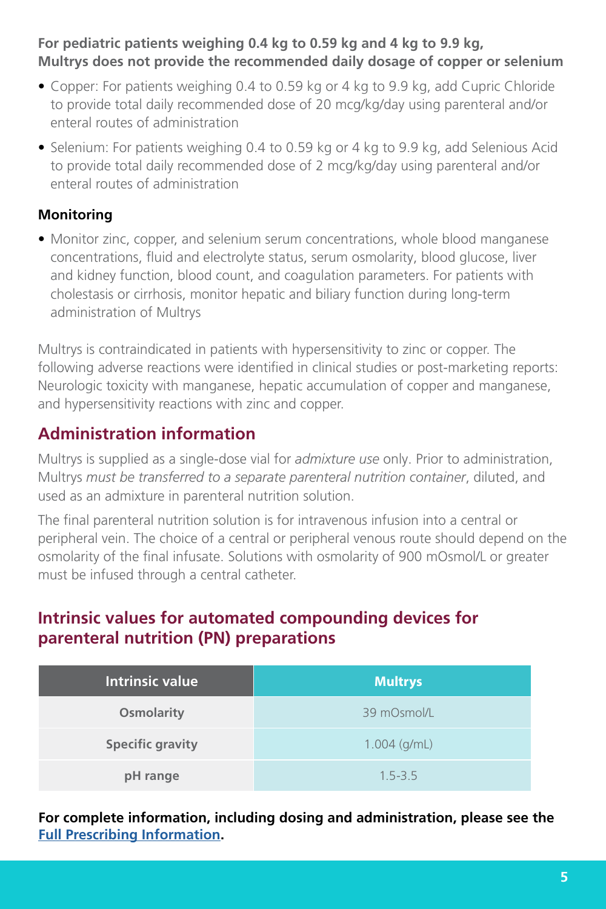**For pediatric patients weighing 0.4 kg to 0.59 kg and 4 kg to 9.9 kg, Multrys does not provide the recommended daily dosage of copper or selenium**

- Copper: For patients weighing 0.4 to 0.59 kg or 4 kg to 9.9 kg, add Cupric Chloride to provide total daily recommended dose of 20 mcg/kg/day using parenteral and/or enteral routes of administration
- Selenium: For patients weighing 0.4 to 0.59 kg or 4 kg to 9.9 kg, add Selenious Acid to provide total daily recommended dose of 2 mcg/kg/day using parenteral and/or enteral routes of administration

**Monitoring**

- Monitor zinc, copper, and selenium serum concentrations, whole blood manganese concentrations, fluid and electrolyte status, serum osmolarity, blood glucose, liver and kidney function, blood count, and coagulation parameters. For patients with cholestasis or cirrhosis, monitor hepatic and biliary function during long-term administration of Multrys

Multrys is contraindicated in patients with hypersensitivity to zinc or copper. The following adverse reactions were identified in clinical studies or post-marketing reports: Neurologic toxicity with manganese, hepatic accumulation of copper and manganese, and hypersensitivity reactions with zinc and copper.

## Administration information

Multrys is supplied as a single-dose vial for *admixture use* only. Prior to administration, Multrys *must be transferred to a separate parenteral nutrition container*, diluted, and used as an admixture in parenteral nutrition solution.

The final parenteral nutrition solution is for intravenous infusion into a central or peripheral vein. The choice of a central or peripheral venous route should depend on the osmolarity of the final infusate. Solutions with osmolarity of 900 mOsmol/L or greater must be infused through a central catheter.

## Intrinsic values for automated compounding devices for parenteral nutrition (PN) preparations

| Intrinsic value | Multrys |
|---|---|
| Osmolarity | 39 mOsmol/L |
| Specific gravity | 1.004 (g/mL) |
| pH range | 1.5-3.5 |

**For complete information, including dosing and administration, please see the Full Prescribing Information.**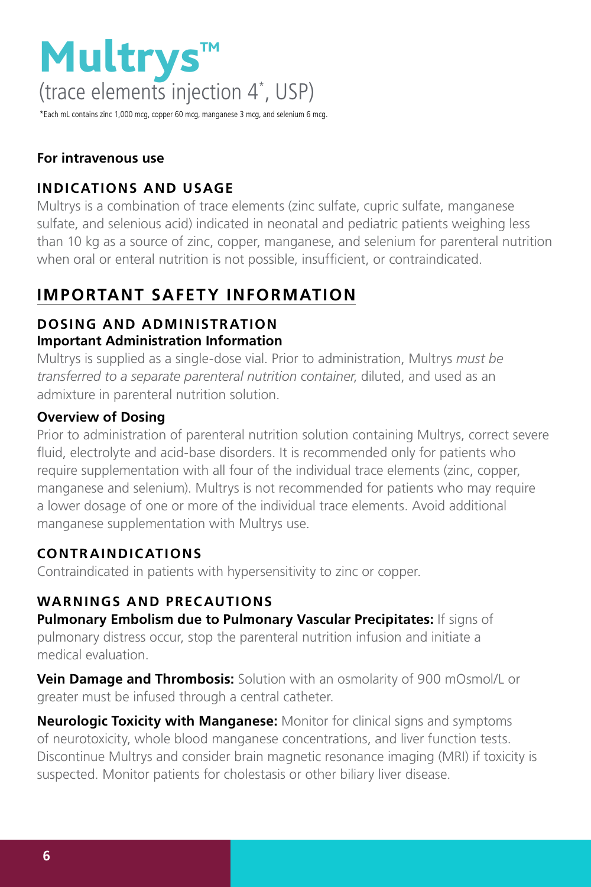# Multrys™

(trace elements injection 4*, USP)

*Each mL contains zinc 1,000 mcg, copper 60 mcg, manganese 3 mcg, and selenium 6 mcg.

**For intravenous use**

### INDICATIONS AND USAGE

Multrys is a combination of trace elements (zinc sulfate, cupric sulfate, manganese sulfate, and selenious acid) indicated in neonatal and pediatric patients weighing less than 10 kg as a source of zinc, copper, manganese, and selenium for parenteral nutrition when oral or enteral nutrition is not possible, insufficient, or contraindicated.

## IMPORTANT SAFETY INFORMATION

### DOSING AND ADMINISTRATION

**Important Administration Information**

Multrys is supplied as a single-dose vial. Prior to administration, Multrys *must be transferred to a separate parenteral nutrition container*, diluted, and used as an admixture in parenteral nutrition solution.

**Overview of Dosing**

Prior to administration of parenteral nutrition solution containing Multrys, correct severe fluid, electrolyte and acid-base disorders. It is recommended only for patients who require supplementation with all four of the individual trace elements (zinc, copper, manganese and selenium). Multrys is not recommended for patients who may require a lower dosage of one or more of the individual trace elements. Avoid additional manganese supplementation with Multrys use.

### CONTRAINDICATIONS

Contraindicated in patients with hypersensitivity to zinc or copper.

### WARNINGS AND PRECAUTIONS

**Pulmonary Embolism due to Pulmonary Vascular Precipitates:** If signs of pulmonary distress occur, stop the parenteral nutrition infusion and initiate a medical evaluation.

**Vein Damage and Thrombosis:** Solution with an osmolarity of 900 mOsmol/L or greater must be infused through a central catheter.

**Neurologic Toxicity with Manganese:** Monitor for clinical signs and symptoms of neurotoxicity, whole blood manganese concentrations, and liver function tests. Discontinue Multrys and consider brain magnetic resonance imaging (MRI) if toxicity is suspected. Monitor patients for cholestasis or other biliary liver disease.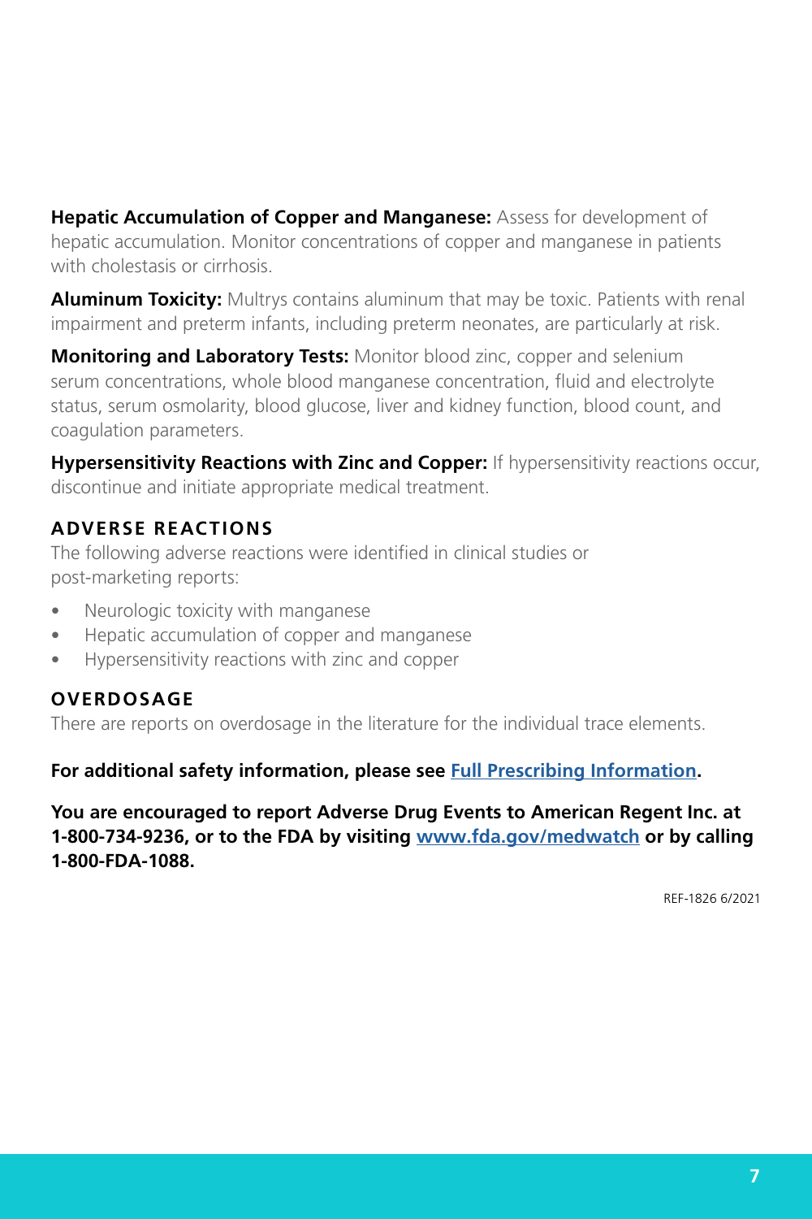**Hepatic Accumulation of Copper and Manganese:** Assess for development of hepatic accumulation. Monitor concentrations of copper and manganese in patients with cholestasis or cirrhosis.

**Aluminum Toxicity:** Multrys contains aluminum that may be toxic. Patients with renal impairment and preterm infants, including preterm neonates, are particularly at risk.

**Monitoring and Laboratory Tests:** Monitor blood zinc, copper and selenium serum concentrations, whole blood manganese concentration, fluid and electrolyte status, serum osmolarity, blood glucose, liver and kidney function, blood count, and coagulation parameters.

**Hypersensitivity Reactions with Zinc and Copper:** If hypersensitivity reactions occur, discontinue and initiate appropriate medical treatment.

## ADVERSE REACTIONS

The following adverse reactions were identified in clinical studies or post-marketing reports:

- Neurologic toxicity with manganese
- Hepatic accumulation of copper and manganese
- Hypersensitivity reactions with zinc and copper

## OVERDOSAGE

There are reports on overdosage in the literature for the individual trace elements.

**For additional safety information, please see [Full Prescribing Information](#).**

**You are encouraged to report Adverse Drug Events to American Regent Inc. at 1-800-734-9236, or to the FDA by visiting [www.fda.gov/medwatch](http://www.fda.gov/medwatch) or by calling 1-800-FDA-1088.**

REF-1826 6/2021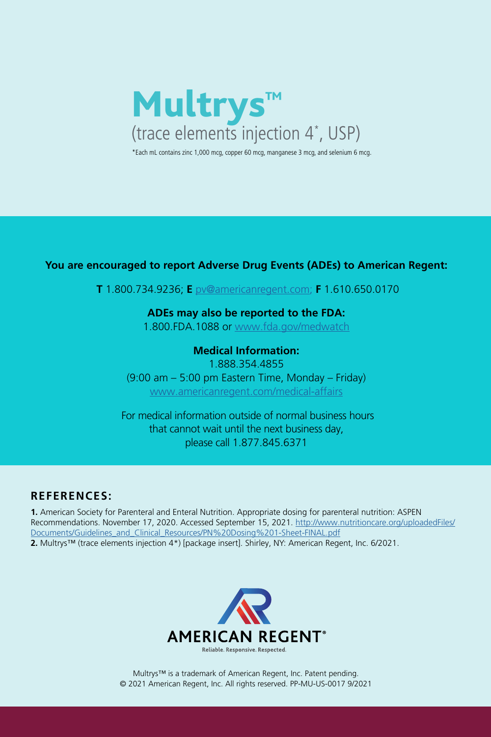# Multrys™

(trace elements injection 4*, USP)

*Each mL contains zinc 1,000 mcg, copper 60 mcg, manganese 3 mcg, and selenium 6 mcg.

**You are encouraged to report Adverse Drug Events (ADEs) to American Regent:**

**T** 1.800.734.9236; **E** pv@americanregent.com; **F** 1.610.650.0170

**ADEs may also be reported to the FDA:**

1.800.FDA.1088 or www.fda.gov/medwatch

**Medical Information:**

1.888.354.4855

(9:00 am – 5:00 pm Eastern Time, Monday – Friday)

www.americanregent.com/medical-affairs

For medical information outside of normal business hours that cannot wait until the next business day, please call 1.877.845.6371

## REFERENCES:

**1.** American Society for Parenteral and Enteral Nutrition. Appropriate dosing for parenteral nutrition: ASPEN Recommendations. November 17, 2020. Accessed September 15, 2021. http://www.nutritioncare.org/uploadedFiles/Documents/Guidelines_and_Clinical_Resources/PN%20Dosing%201-Sheet-FINAL.pdf

**2.** Multrys™ (trace elements injection 4*) [package insert]. Shirley, NY: American Regent, Inc. 6/2021.

AMERICAN REGENT®

Reliable. Responsive. Respected.

Multrys™ is a trademark of American Regent, Inc. Patent pending.
© 2021 American Regent, Inc. All rights reserved. PP-MU-US-0017 9/2021